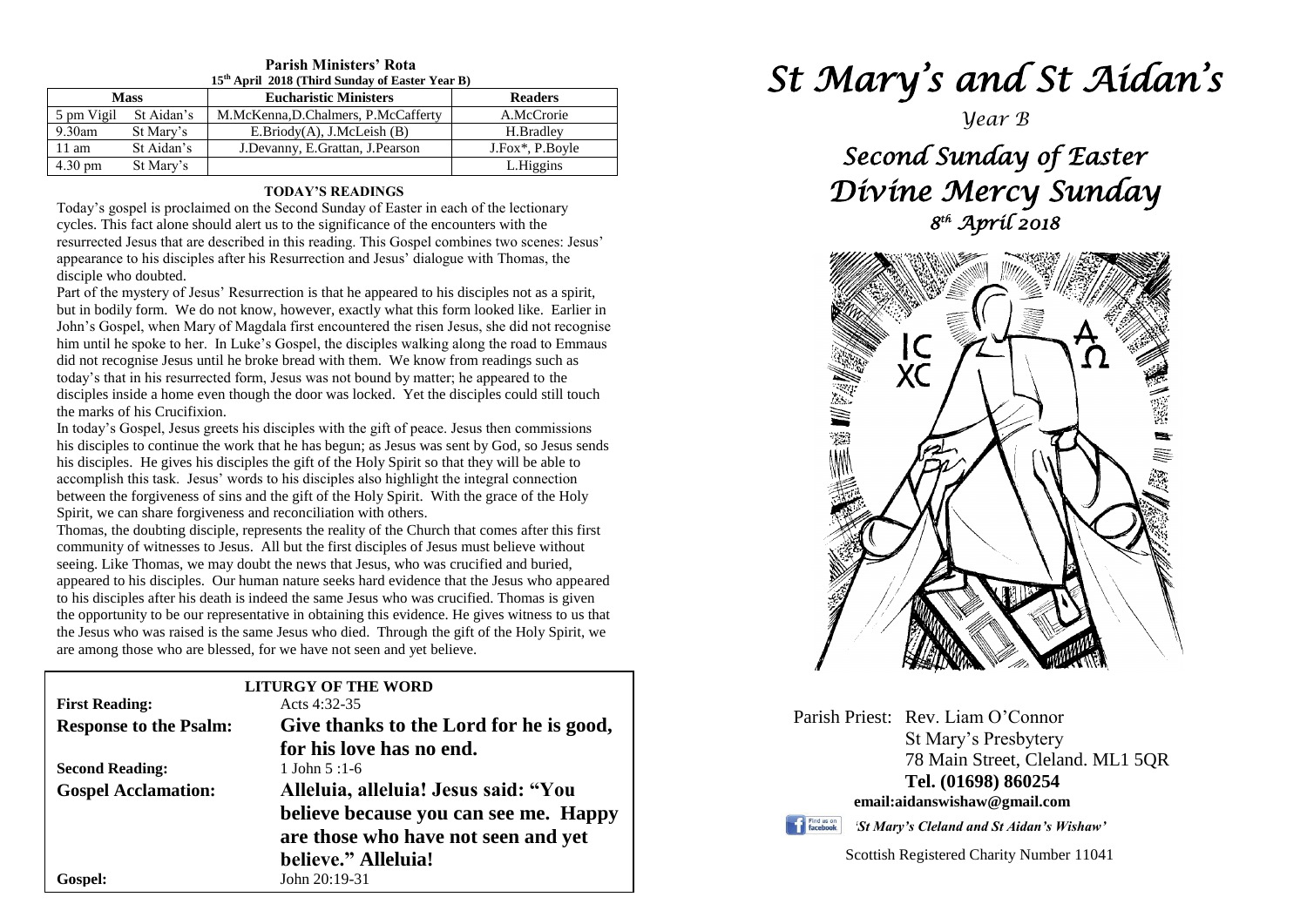## Parish Ministers' Rota

**15th April 2018 (Third Sunday of Easter Year B)**

| Mass | | Eucharistic Ministers | Readers |
|---|---|---|---|
| 5 pm Vigil | St Aidan's | M.McKenna,D.Chalmers, P.McCafferty | A.McCrorie |
| 9.30am | St Mary's | E.Briody(A), J.McLeish (B) | H.Bradley |
| 11 am | St Aidan's | J.Devanny, E.Grattan, J.Pearson | J.Fox*, P.Boyle |
| 4.30 pm | St Mary's | | L.Higgins |

### TODAY'S READINGS

Today's gospel is proclaimed on the Second Sunday of Easter in each of the lectionary cycles. This fact alone should alert us to the significance of the encounters with the resurrected Jesus that are described in this reading. This Gospel combines two scenes: Jesus' appearance to his disciples after his Resurrection and Jesus' dialogue with Thomas, the disciple who doubted.

Part of the mystery of Jesus' Resurrection is that he appeared to his disciples not as a spirit, but in bodily form. We do not know, however, exactly what this form looked like. Earlier in John's Gospel, when Mary of Magdala first encountered the risen Jesus, she did not recognise him until he spoke to her. In Luke's Gospel, the disciples walking along the road to Emmaus did not recognise Jesus until he broke bread with them. We know from readings such as today's that in his resurrected form, Jesus was not bound by matter; he appeared to the disciples inside a home even though the door was locked. Yet the disciples could still touch the marks of his Crucifixion.

In today's Gospel, Jesus greets his disciples with the gift of peace. Jesus then commissions his disciples to continue the work that he has begun; as Jesus was sent by God, so Jesus sends his disciples. He gives his disciples the gift of the Holy Spirit so that they will be able to accomplish this task. Jesus' words to his disciples also highlight the integral connection between the forgiveness of sins and the gift of the Holy Spirit. With the grace of the Holy Spirit, we can share forgiveness and reconciliation with others.

Thomas, the doubting disciple, represents the reality of the Church that comes after this first community of witnesses to Jesus. All but the first disciples of Jesus must believe without seeing. Like Thomas, we may doubt the news that Jesus, who was crucified and buried, appeared to his disciples. Our human nature seeks hard evidence that the Jesus who appeared to his disciples after his death is indeed the same Jesus who was crucified. Thomas is given the opportunity to be our representative in obtaining this evidence. He gives witness to us that the Jesus who was raised is the same Jesus who died. Through the gift of the Holy Spirit, we are among those who are blessed, for we have not seen and yet believe.

### LITURGY OF THE WORD

**First Reading:** Acts 4:32-35

**Response to the Psalm:** **Give thanks to the Lord for he is good, for his love has no end.**

**Second Reading:** 1 John 5 :1-6

**Gospel Acclamation:** **Alleluia, alleluia! Jesus said: "You believe because you can see me. Happy are those who have not seen and yet believe." Alleluia!**

**Gospel:** John 20:19-31

# *St Mary's and St Aidan's*

*Year B*

## *Second Sunday of Easter*
## *Divine Mercy Sunday*
### *8th April 2018*

Parish Priest: Rev. Liam O'Connor
St Mary's Presbytery
78 Main Street, Cleland. ML1 5QR
**Tel. (01698) 860254**
**email:aidanswishaw@gmail.com**

Find us on facebook *'St Mary's Cleland and St Aidan's Wishaw'*

Scottish Registered Charity Number 11041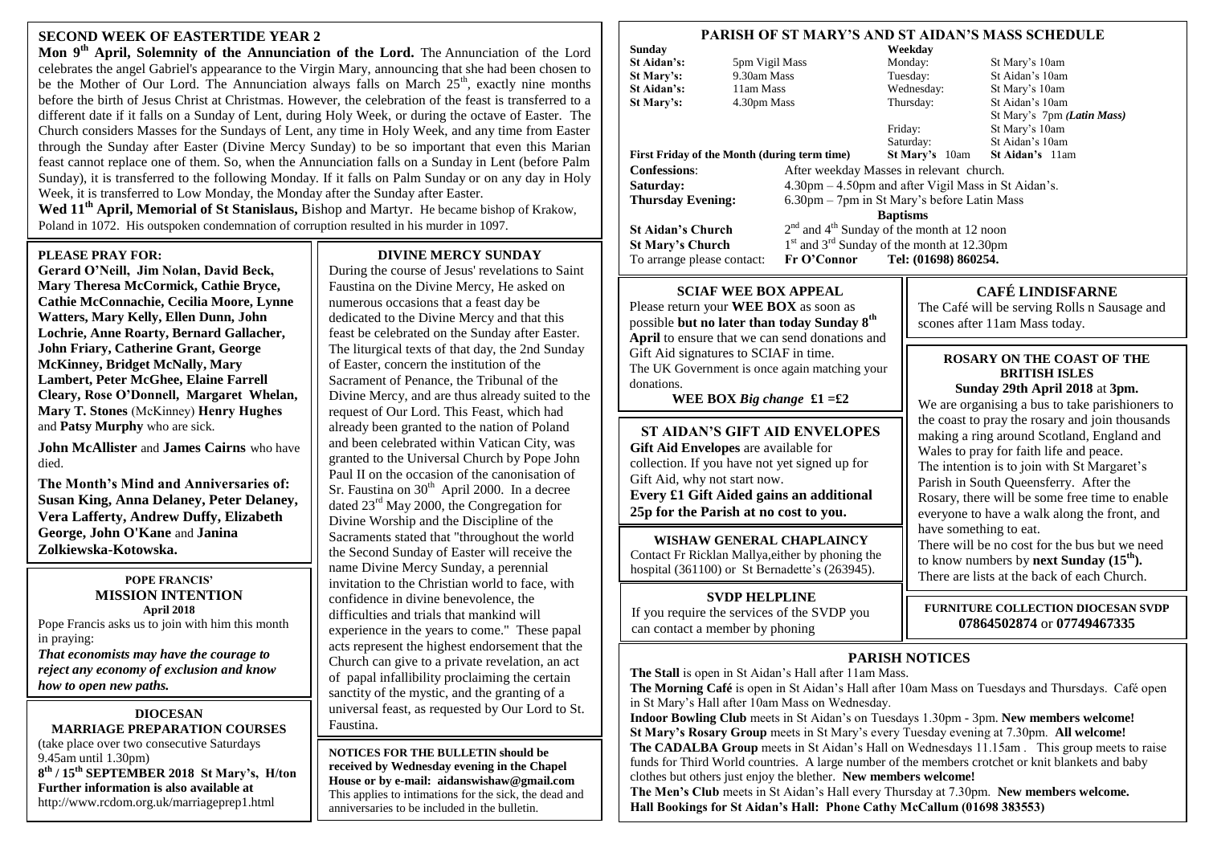## SECOND WEEK OF EASTERTIDE YEAR 2

**Mon 9th April, Solemnity of the Annunciation of the Lord.** The Annunciation of the Lord celebrates the angel Gabriel's appearance to the Virgin Mary, announcing that she had been chosen to be the Mother of Our Lord. The Annunciation always falls on March 25th, exactly nine months before the birth of Jesus Christ at Christmas. However, the celebration of the feast is transferred to a different date if it falls on a Sunday of Lent, during Holy Week, or during the octave of Easter. The Church considers Masses for the Sundays of Lent, any time in Holy Week, and any time from Easter through the Sunday after Easter (Divine Mercy Sunday) to be so important that even this Marian feast cannot replace one of them. So, when the Annunciation falls on a Sunday in Lent (before Palm Sunday), it is transferred to the following Monday. If it falls on Palm Sunday or on any day in Holy Week, it is transferred to Low Monday, the Monday after the Sunday after Easter.

**Wed 11th April, Memorial of St Stanislaus,** Bishop and Martyr. He became bishop of Krakow, Poland in 1072. His outspoken condemnation of corruption resulted in his murder in 1097.

### PLEASE PRAY FOR:

**Gerard O'Neill, Jim Nolan, David Beck, Mary Theresa McCormick, Cathie Bryce, Cathie McConnachie, Cecilia Moore, Lynne Watters, Mary Kelly, Ellen Dunn, John Lochrie, Anne Roarty, Bernard Gallacher, John Friary, Catherine Grant, George McKinney, Bridget McNally, Mary Lambert, Peter McGhee, Elaine Farrell Cleary, Rose O'Donnell, Margaret Whelan, Mary T. Stones** (McKinney) **Henry Hughes** and **Patsy Murphy** who are sick.

**John McAllister** and **James Cairns** who have died.

**The Month's Mind and Anniversaries of: Susan King, Anna Delaney, Peter Delaney, Vera Lafferty, Andrew Duffy, Elizabeth George, John O'Kane** and **Janina Zolkiewska-Kotowska.**

### POPE FRANCIS' MISSION INTENTION
**April 2018**

Pope Francis asks us to join with him this month in praying:

***That economists may have the courage to reject any economy of exclusion and know how to open new paths.***

### DIOCESAN MARRIAGE PREPARATION COURSES

(take place over two consecutive Saturdays 9.45am until 1.30pm)

**8th / 15th SEPTEMBER 2018 St Mary's, H/ton**
**Further information is also available at**
http://www.rcdom.org.uk/marriageprep1.html

### DIVINE MERCY SUNDAY

During the course of Jesus' revelations to Saint Faustina on the Divine Mercy, He asked on numerous occasions that a feast day be dedicated to the Divine Mercy and that this feast be celebrated on the Sunday after Easter. The liturgical texts of that day, the 2nd Sunday of Easter, concern the institution of the Sacrament of Penance, the Tribunal of the Divine Mercy, and are thus already suited to the request of Our Lord. This Feast, which had already been granted to the nation of Poland and been celebrated within Vatican City, was granted to the Universal Church by Pope John Paul II on the occasion of the canonisation of Sr. Faustina on 30th April 2000. In a decree dated 23rd May 2000, the Congregation for Divine Worship and the Discipline of the Sacraments stated that "throughout the world the Second Sunday of Easter will receive the name Divine Mercy Sunday, a perennial invitation to the Christian world to face, with confidence in divine benevolence, the difficulties and trials that mankind will experience in the years to come." These papal acts represent the highest endorsement that the Church can give to a private revelation, an act of papal infallibility proclaiming the certain sanctity of the mystic, and the granting of a universal feast, as requested by Our Lord to St. Faustina.

**NOTICES FOR THE BULLETIN should be received by Wednesday evening in the Chapel House or by e-mail: aidanswishaw@gmail.com** This applies to intimations for the sick, the dead and anniversaries to be included in the bulletin.

### PARISH OF ST MARY'S AND ST AIDAN'S MASS SCHEDULE

| Sunday | | Weekday | |
|---|---|---|---|
| **St Aidan's:** | 5pm Vigil Mass | Monday: | St Mary's 10am |
| **St Mary's:** | 9.30am Mass | Tuesday: | St Aidan's 10am |
| **St Aidan's:** | 11am Mass | Wednesday: | St Mary's 10am |
| **St Mary's:** | 4.30pm Mass | Thursday: | St Aidan's 10am |
| | | | St Mary's 7pm ***(Latin Mass)*** |
| | | Friday: | St Mary's 10am |
| | | Saturday: | St Aidan's 10am |
| **First Friday of the Month (during term time)** | | **St Mary's** 10am | **St Aidan's** 11am |

**Confessions**: After weekday Masses in relevant church.
**Saturday:** 4.30pm – 4.50pm and after Vigil Mass in St Aidan's.
**Thursday Evening:** 6.30pm – 7pm in St Mary's before Latin Mass

**Baptisms**

**St Aidan's Church** 2nd and 4th Sunday of the month at 12 noon
**St Mary's Church** 1st and 3rd Sunday of the month at 12.30pm
To arrange please contact: **Fr O'Connor Tel: (01698) 860254.**

### SCIAF WEE BOX APPEAL

Please return your **WEE BOX** as soon as possible **but no later than today Sunday 8th April** to ensure that we can send donations and Gift Aid signatures to SCIAF in time.
The UK Government is once again matching your donations.

**WEE BOX** ***Big change*** **£1 =£2**

### ST AIDAN'S GIFT AID ENVELOPES

**Gift Aid Envelopes** are available for collection. If you have not yet signed up for Gift Aid, why not start now.
**Every £1 Gift Aided gains an additional 25p for the Parish at no cost to you.**

### WISHAW GENERAL CHAPLAINCY

Contact Fr Ricklan Mallya,either by phoning the hospital (361100) or St Bernadette's (263945).

### SVDP HELPLINE

If you require the services of the SVDP you can contact a member by phoning

### CAFÉ LINDISFARNE

The Café will be serving Rolls n Sausage and scones after 11am Mass today.

### ROSARY ON THE COAST OF THE BRITISH ISLES
**Sunday 29th April 2018** at **3pm.**

We are organising a bus to take parishioners to the coast to pray the rosary and join thousands making a ring around Scotland, England and Wales to pray for faith life and peace.
The intention is to join with St Margaret's Parish in South Queensferry. After the Rosary, there will be some free time to enable everyone to have a walk along the front, and have something to eat.
There will be no cost for the bus but we need to know numbers by **next Sunday (15th).** There are lists at the back of each Church.

**FURNITURE COLLECTION DIOCESAN SVDP**
**07864502874** or **07749467335**

### PARISH NOTICES

**The Stall** is open in St Aidan's Hall after 11am Mass.
**The Morning Café** is open in St Aidan's Hall after 10am Mass on Tuesdays and Thursdays. Café open in St Mary's Hall after 10am Mass on Wednesday.
**Indoor Bowling Club** meets in St Aidan's on Tuesdays 1.30pm - 3pm. **New members welcome!**
**St Mary's Rosary Group** meets in St Mary's every Tuesday evening at 7.30pm. **All welcome!**
**The CADALBA Group** meets in St Aidan's Hall on Wednesdays 11.15am . This group meets to raise funds for Third World countries. A large number of the members crotchet or knit blankets and baby clothes but others just enjoy the blether. **New members welcome!**
**The Men's Club** meets in St Aidan's Hall every Thursday at 7.30pm. **New members welcome.**
**Hall Bookings for St Aidan's Hall: Phone Cathy McCallum (01698 383553)**